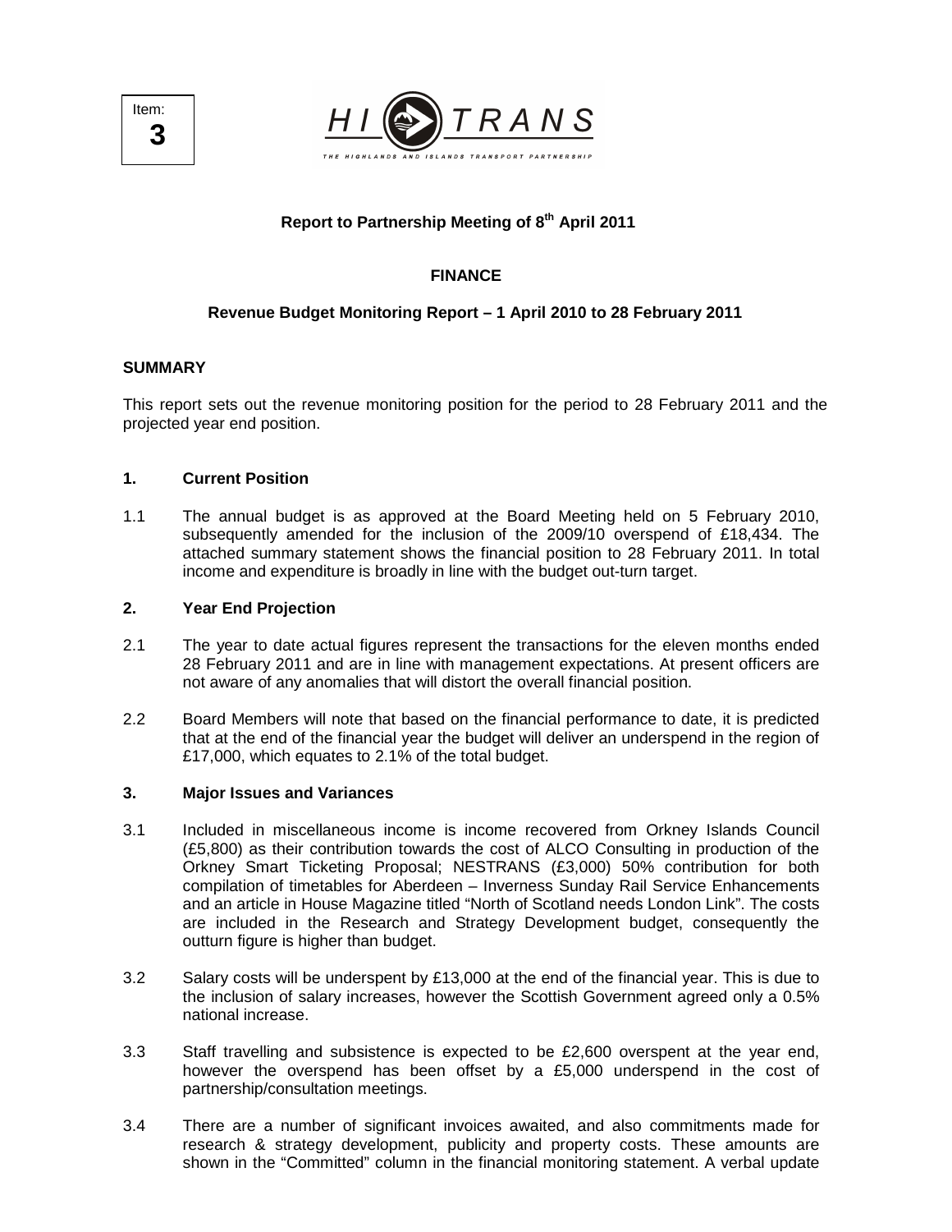Item: **3**

HI TRANS

THE HIGHLANDS AND ISLANDS TRANSPORT PARTNERSHIP

**Report to Partnership Meeting of 8th April 2011**

**FINANCE**

**Revenue Budget Monitoring Report – 1 April 2010 to 28 February 2011**

**SUMMARY**

This report sets out the revenue monitoring position for the period to 28 February 2011 and the projected year end position.

### 1. Current Position

1.1 The annual budget is as approved at the Board Meeting held on 5 February 2010, subsequently amended for the inclusion of the 2009/10 overspend of £18,434. The attached summary statement shows the financial position to 28 February 2011. In total income and expenditure is broadly in line with the budget out-turn target.

### 2. Year End Projection

2.1 The year to date actual figures represent the transactions for the eleven months ended 28 February 2011 and are in line with management expectations. At present officers are not aware of any anomalies that will distort the overall financial position.

2.2 Board Members will note that based on the financial performance to date, it is predicted that at the end of the financial year the budget will deliver an underspend in the region of £17,000, which equates to 2.1% of the total budget.

### 3. Major Issues and Variances

3.1 Included in miscellaneous income is income recovered from Orkney Islands Council (£5,800) as their contribution towards the cost of ALCO Consulting in production of the Orkney Smart Ticketing Proposal; NESTRANS (£3,000) 50% contribution for both compilation of timetables for Aberdeen – Inverness Sunday Rail Service Enhancements and an article in House Magazine titled "North of Scotland needs London Link". The costs are included in the Research and Strategy Development budget, consequently the outturn figure is higher than budget.

3.2 Salary costs will be underspent by £13,000 at the end of the financial year. This is due to the inclusion of salary increases, however the Scottish Government agreed only a 0.5% national increase.

3.3 Staff travelling and subsistence is expected to be £2,600 overspent at the year end, however the overspend has been offset by a £5,000 underspend in the cost of partnership/consultation meetings.

3.4 There are a number of significant invoices awaited, and also commitments made for research & strategy development, publicity and property costs. These amounts are shown in the "Committed" column in the financial monitoring statement. A verbal update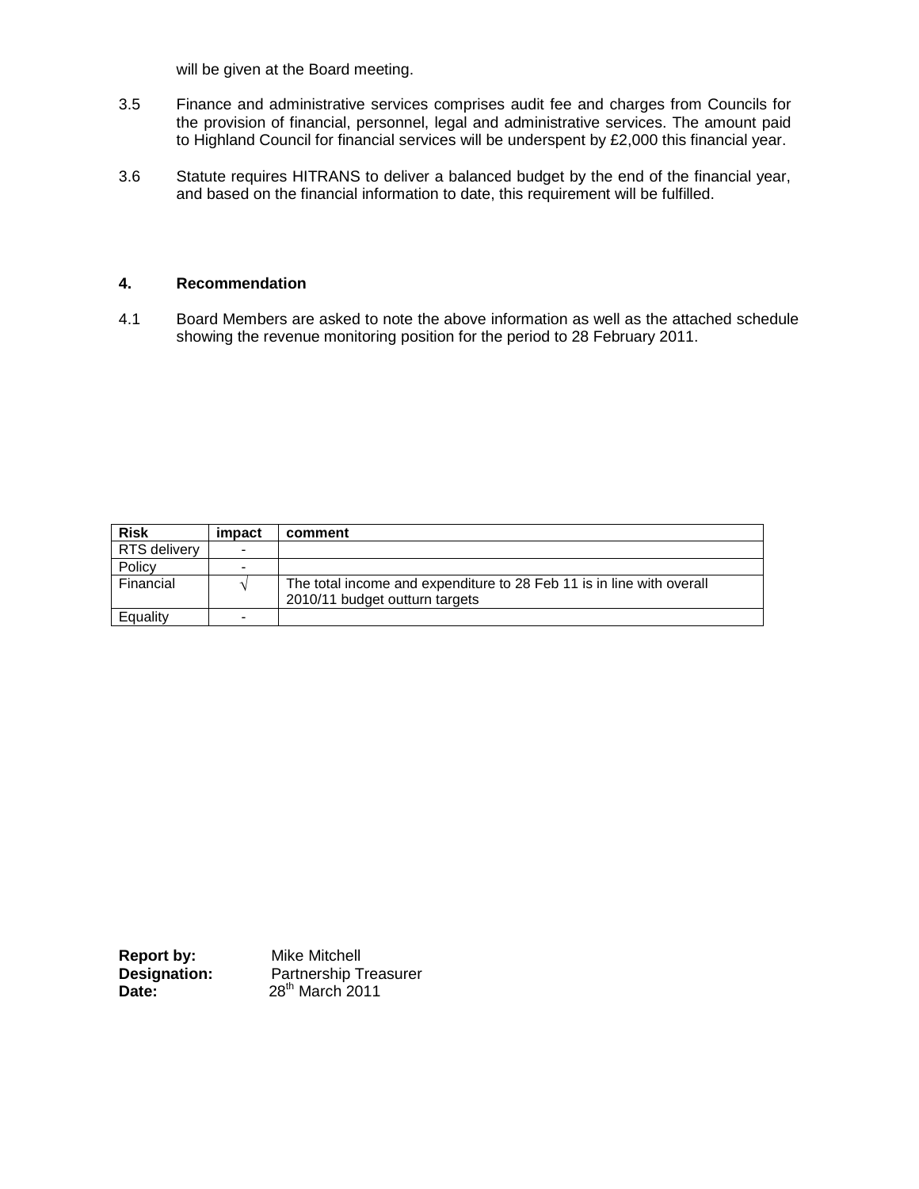will be given at the Board meeting.

3.5 Finance and administrative services comprises audit fee and charges from Councils for the provision of financial, personnel, legal and administrative services. The amount paid to Highland Council for financial services will be underspent by £2,000 this financial year.

3.6 Statute requires HITRANS to deliver a balanced budget by the end of the financial year, and based on the financial information to date, this requirement will be fulfilled.

## 4. Recommendation

4.1 Board Members are asked to note the above information as well as the attached schedule showing the revenue monitoring position for the period to 28 February 2011.

| Risk | impact | comment |
|---|---|---|
| RTS delivery | - | |
| Policy | - | |
| Financial | √ | The total income and expenditure to 28 Feb 11 is in line with overall 2010/11 budget outturn targets |
| Equality | - | |

**Report by:** Mike Mitchell
**Designation:** Partnership Treasurer
**Date:** 28th March 2011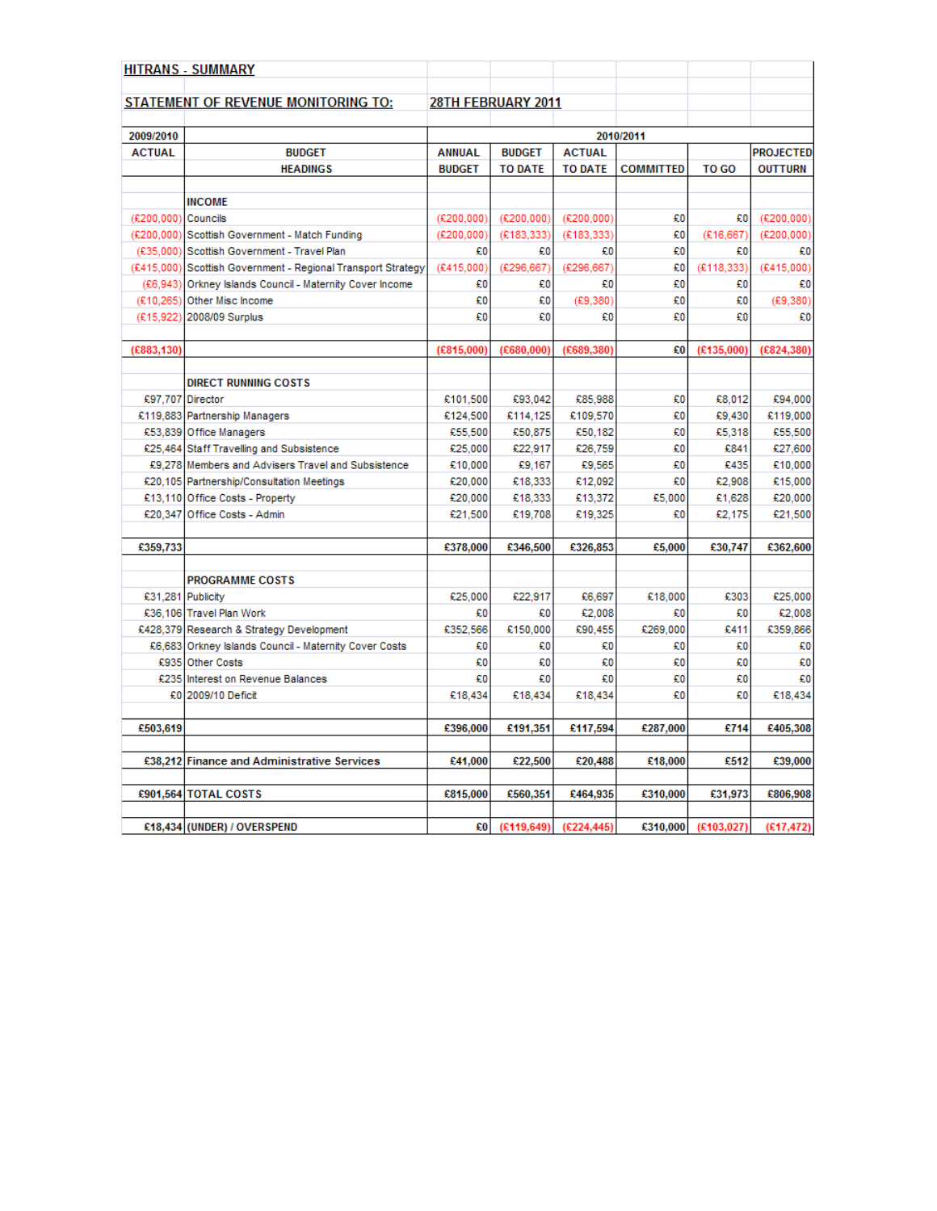## HITRANS - SUMMARY

## STATEMENT OF REVENUE MONITORING TO: 28TH FEBRUARY 2011

| 2009/2010 | | 2010/2011 | | | | | |
|---|---|---|---|---|---|---|---|
| ACTUAL | BUDGET HEADINGS | ANNUAL BUDGET | BUDGET TO DATE | ACTUAL TO DATE | COMMITTED | TO GO | PROJECTED OUTTURN |
| | **INCOME** | | | | | | |
| (£200,000) | Councils | (£200,000) | (£200,000) | (£200,000) | £0 | £0 | (£200,000) |
| (£200,000) | Scottish Government - Match Funding | (£200,000) | (£183,333) | (£183,333) | £0 | (£16,667) | (£200,000) |
| (£35,000) | Scottish Government - Travel Plan | £0 | £0 | £0 | £0 | £0 | £0 |
| (£415,000) | Scottish Government - Regional Transport Strategy | (£415,000) | (£296,667) | (£296,667) | £0 | (£118,333) | (£415,000) |
| (£6,943) | Orkney Islands Council - Maternity Cover Income | £0 | £0 | £0 | £0 | £0 | £0 |
| (£10,265) | Other Misc Income | £0 | £0 | (£9,380) | £0 | £0 | (£9,380) |
| (£15,922) | 2008/09 Surplus | £0 | £0 | £0 | £0 | £0 | £0 |
| **(£883,130)** | | **(£815,000)** | **(£680,000)** | **(£689,380)** | **£0** | **(£135,000)** | **(£824,380)** |
| | **DIRECT RUNNING COSTS** | | | | | | |
| £97,707 | Director | £101,500 | £93,042 | £85,988 | £0 | £8,012 | £94,000 |
| £119,883 | Partnership Managers | £124,500 | £114,125 | £109,570 | £0 | £9,430 | £119,000 |
| £53,839 | Office Managers | £55,500 | £50,875 | £50,182 | £0 | £5,318 | £55,500 |
| £25,464 | Staff Travelling and Subsistence | £25,000 | £22,917 | £26,759 | £0 | £841 | £27,600 |
| £9,278 | Members and Advisers Travel and Subsistence | £10,000 | £9,167 | £9,565 | £0 | £435 | £10,000 |
| £20,105 | Partnership/Consultation Meetings | £20,000 | £18,333 | £12,092 | £0 | £2,908 | £15,000 |
| £13,110 | Office Costs - Property | £20,000 | £18,333 | £13,372 | £5,000 | £1,628 | £20,000 |
| £20,347 | Office Costs - Admin | £21,500 | £19,708 | £19,325 | £0 | £2,175 | £21,500 |
| **£359,733** | | **£378,000** | **£346,500** | **£326,853** | **£5,000** | **£30,747** | **£362,600** |
| | **PROGRAMME COSTS** | | | | | | |
| £31,281 | Publicity | £25,000 | £22,917 | £6,697 | £18,000 | £303 | £25,000 |
| £36,106 | Travel Plan Work | £0 | £0 | £2,008 | £0 | £0 | £2,008 |
| £428,379 | Research & Strategy Development | £352,566 | £150,000 | £90,455 | £269,000 | £411 | £359,866 |
| £6,683 | Orkney Islands Council - Maternity Cover Costs | £0 | £0 | £0 | £0 | £0 | £0 |
| £935 | Other Costs | £0 | £0 | £0 | £0 | £0 | £0 |
| £235 | Interest on Revenue Balances | £0 | £0 | £0 | £0 | £0 | £0 |
| £0 | 2009/10 Deficit | £18,434 | £18,434 | £18,434 | £0 | £0 | £18,434 |
| **£503,619** | | **£396,000** | **£191,351** | **£117,594** | **£287,000** | **£714** | **£405,308** |
| **£38,212** | **Finance and Administrative Services** | **£41,000** | **£22,500** | **£20,488** | **£18,000** | **£512** | **£39,000** |
| **£901,564** | **TOTAL COSTS** | **£815,000** | **£560,351** | **£464,935** | **£310,000** | **£31,973** | **£806,908** |
| **£18,434** | **(UNDER) / OVERSPEND** | **£0** | **(£119,649)** | **(£224,445)** | **£310,000** | **(£103,027)** | **(£17,472)** |